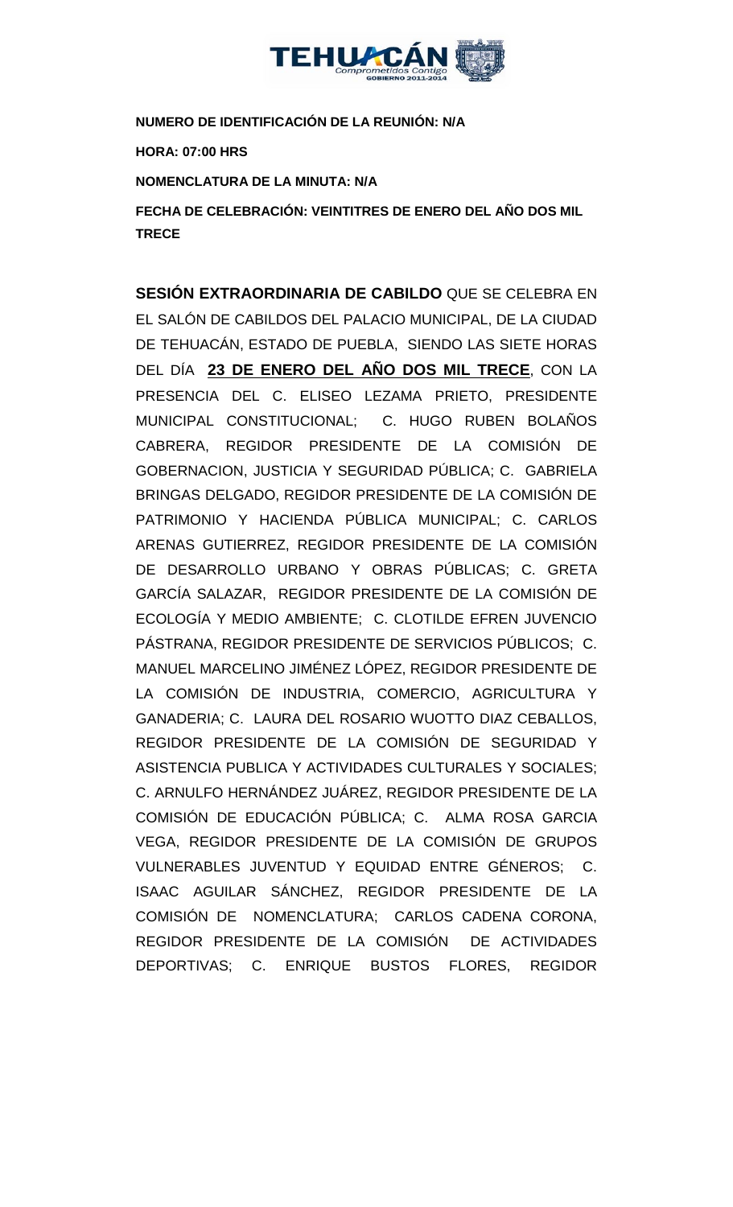**NUMERO DE IDENTIFICACIÓN DE LA REUNIÓN: N/A**

**HORA: 07:00 HRS**

**NOMENCLATURA DE LA MINUTA: N/A**

**FECHA DE CELEBRACIÓN: VEINTITRES DE ENERO DEL AÑO DOS MIL TRECE**

**SESIÓN EXTRAORDINARIA DE CABILDO** QUE SE CELEBRA EN EL SALÓN DE CABILDOS DEL PALACIO MUNICIPAL, DE LA CIUDAD DE TEHUACÁN, ESTADO DE PUEBLA, SIENDO LAS SIETE HORAS DEL DÍA **23 DE ENERO DEL AÑO DOS MIL TRECE**, CON LA PRESENCIA DEL C. ELISEO LEZAMA PRIETO, PRESIDENTE MUNICIPAL CONSTITUCIONAL; C. HUGO RUBEN BOLAÑOS CABRERA, REGIDOR PRESIDENTE DE LA COMISIÓN DE GOBERNACION, JUSTICIA Y SEGURIDAD PÚBLICA; C. GABRIELA BRINGAS DELGADO, REGIDOR PRESIDENTE DE LA COMISIÓN DE PATRIMONIO Y HACIENDA PÚBLICA MUNICIPAL; C. CARLOS ARENAS GUTIERREZ, REGIDOR PRESIDENTE DE LA COMISIÓN DE DESARROLLO URBANO Y OBRAS PÚBLICAS; C. GRETA GARCÍA SALAZAR, REGIDOR PRESIDENTE DE LA COMISIÓN DE ECOLOGÍA Y MEDIO AMBIENTE; C. CLOTILDE EFREN JUVENCIO PÁSTRANA, REGIDOR PRESIDENTE DE SERVICIOS PÚBLICOS; C. MANUEL MARCELINO JIMÉNEZ LÓPEZ, REGIDOR PRESIDENTE DE LA COMISIÓN DE INDUSTRIA, COMERCIO, AGRICULTURA Y GANADERIA; C. LAURA DEL ROSARIO WUOTTO DIAZ CEBALLOS, REGIDOR PRESIDENTE DE LA COMISIÓN DE SEGURIDAD Y ASISTENCIA PUBLICA Y ACTIVIDADES CULTURALES Y SOCIALES; C. ARNULFO HERNÁNDEZ JUÁREZ, REGIDOR PRESIDENTE DE LA COMISIÓN DE EDUCACIÓN PÚBLICA; C. ALMA ROSA GARCIA VEGA, REGIDOR PRESIDENTE DE LA COMISIÓN DE GRUPOS VULNERABLES JUVENTUD Y EQUIDAD ENTRE GÉNEROS; C. ISAAC AGUILAR SÁNCHEZ, REGIDOR PRESIDENTE DE LA COMISIÓN DE NOMENCLATURA; CARLOS CADENA CORONA, REGIDOR PRESIDENTE DE LA COMISIÓN DE ACTIVIDADES DEPORTIVAS; C. ENRIQUE BUSTOS FLORES, REGIDOR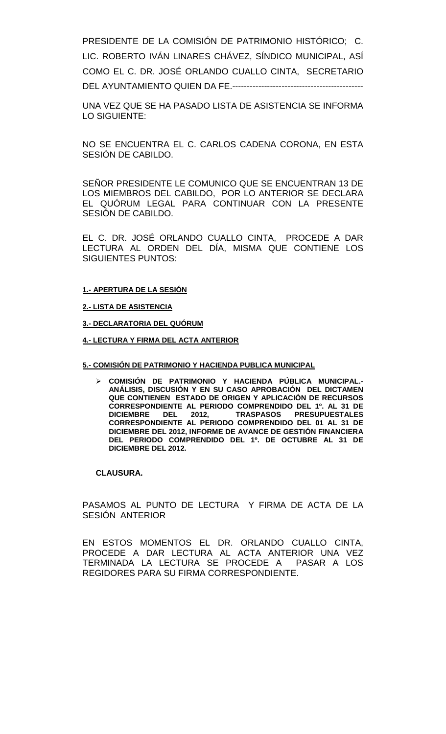PRESIDENTE DE LA COMISIÓN DE PATRIMONIO HISTÓRICO; C. LIC. ROBERTO IVÁN LINARES CHÁVEZ, SÍNDICO MUNICIPAL, ASÍ COMO EL C. DR. JOSÉ ORLANDO CUALLO CINTA, SECRETARIO DEL AYUNTAMIENTO QUIEN DA FE.---------------------------------------------

UNA VEZ QUE SE HA PASADO LISTA DE ASISTENCIA SE INFORMA LO SIGUIENTE:

NO SE ENCUENTRA EL C. CARLOS CADENA CORONA, EN ESTA SESIÓN DE CABILDO.

SEÑOR PRESIDENTE LE COMUNICO QUE SE ENCUENTRAN 13 DE LOS MIEMBROS DEL CABILDO, POR LO ANTERIOR SE DECLARA EL QUÓRUM LEGAL PARA CONTINUAR CON LA PRESENTE SESIÓN DE CABILDO.

EL C. DR. JOSÉ ORLANDO CUALLO CINTA, PROCEDE A DAR LECTURA AL ORDEN DEL DÍA, MISMA QUE CONTIENE LOS SIGUIENTES PUNTOS:

**1.- APERTURA DE LA SESIÓN**

**2.- LISTA DE ASISTENCIA**

**3.- DECLARATORIA DEL QUÓRUM**

**4.- LECTURA Y FIRMA DEL ACTA ANTERIOR**

**5.- COMISIÓN DE PATRIMONIO Y HACIENDA PUBLICA MUNICIPAL**

- **COMISIÓN DE PATRIMONIO Y HACIENDA PÚBLICA MUNICIPAL.- ANÁLISIS, DISCUSIÓN Y EN SU CASO APROBACIÓN DEL DICTAMEN QUE CONTIENEN ESTADO DE ORIGEN Y APLICACIÓN DE RECURSOS CORRESPONDIENTE AL PERIODO COMPRENDIDO DEL 1º. AL 31 DE DICIEMBRE DEL 2012, TRASPASOS PRESUPUESTALES CORRESPONDIENTE AL PERIODO COMPRENDIDO DEL 01 AL 31 DE DICIEMBRE DEL 2012, INFORME DE AVANCE DE GESTIÓN FINANCIERA DEL PERIODO COMPRENDIDO DEL 1º. DE OCTUBRE AL 31 DE DICIEMBRE DEL 2012.**

**CLAUSURA.**

PASAMOS AL PUNTO DE LECTURA Y FIRMA DE ACTA DE LA SESIÓN ANTERIOR

EN ESTOS MOMENTOS EL DR. ORLANDO CUALLO CINTA, PROCEDE A DAR LECTURA AL ACTA ANTERIOR UNA VEZ TERMINADA LA LECTURA SE PROCEDE A PASAR A LOS REGIDORES PARA SU FIRMA CORRESPONDIENTE.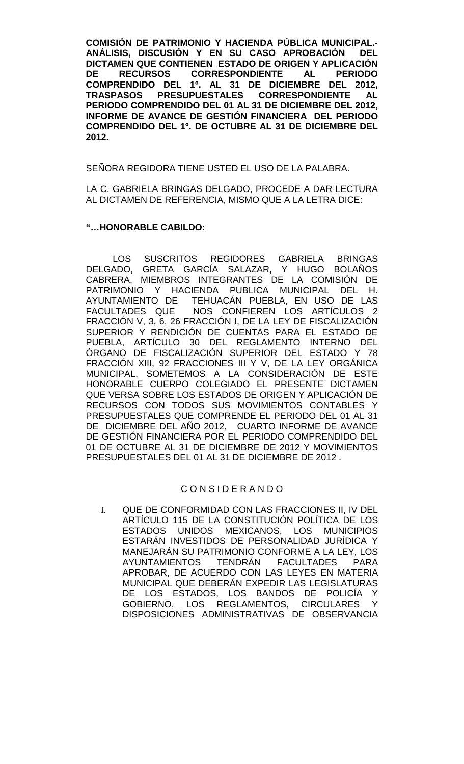**COMISIÓN DE PATRIMONIO Y HACIENDA PÚBLICA MUNICIPAL.- ANÁLISIS, DISCUSIÓN Y EN SU CASO APROBACIÓN DEL DICTAMEN QUE CONTIENEN ESTADO DE ORIGEN Y APLICACIÓN DE RECURSOS CORRESPONDIENTE AL PERIODO COMPRENDIDO DEL 1º. AL 31 DE DICIEMBRE DEL 2012, TRASPASOS PRESUPUESTALES CORRESPONDIENTE AL PERIODO COMPRENDIDO DEL 01 AL 31 DE DICIEMBRE DEL 2012, INFORME DE AVANCE DE GESTIÓN FINANCIERA DEL PERIODO COMPRENDIDO DEL 1º. DE OCTUBRE AL 31 DE DICIEMBRE DEL 2012.**

SEÑORA REGIDORA TIENE USTED EL USO DE LA PALABRA.

LA C. GABRIELA BRINGAS DELGADO, PROCEDE A DAR LECTURA AL DICTAMEN DE REFERENCIA, MISMO QUE A LA LETRA DICE:

**"…HONORABLE CABILDO:**

LOS SUSCRITOS REGIDORES GABRIELA BRINGAS DELGADO, GRETA GARCÍA SALAZAR, Y HUGO BOLAÑOS CABRERA, MIEMBROS INTEGRANTES DE LA COMISIÓN DE PATRIMONIO Y HACIENDA PUBLICA MUNICIPAL DEL H. AYUNTAMIENTO DE TEHUACÁN PUEBLA, EN USO DE LAS FACULTADES QUE NOS CONFIEREN LOS ARTÍCULOS 2 FRACCIÓN V, 3, 6, 26 FRACCIÓN I, DE LA LEY DE FISCALIZACIÓN SUPERIOR Y RENDICIÓN DE CUENTAS PARA EL ESTADO DE PUEBLA, ARTÍCULO 30 DEL REGLAMENTO INTERNO DEL ÓRGANO DE FISCALIZACIÓN SUPERIOR DEL ESTADO Y 78 FRACCIÓN XIII, 92 FRACCIONES III Y V, DE LA LEY ORGÁNICA MUNICIPAL, SOMETEMOS A LA CONSIDERACIÓN DE ESTE HONORABLE CUERPO COLEGIADO EL PRESENTE DICTAMEN QUE VERSA SOBRE LOS ESTADOS DE ORIGEN Y APLICACIÓN DE RECURSOS CON TODOS SUS MOVIMIENTOS CONTABLES Y PRESUPUESTALES QUE COMPRENDE EL PERIODO DEL 01 AL 31 DE DICIEMBRE DEL AÑO 2012, CUARTO INFORME DE AVANCE DE GESTIÓN FINANCIERA POR EL PERIODO COMPRENDIDO DEL 01 DE OCTUBRE AL 31 DE DICIEMBRE DE 2012 Y MOVIMIENTOS PRESUPUESTALES DEL 01 AL 31 DE DICIEMBRE DE 2012 .

C O N S I D E R A N D O

I. QUE DE CONFORMIDAD CON LAS FRACCIONES II, IV DEL ARTÍCULO 115 DE LA CONSTITUCIÓN POLÍTICA DE LOS ESTADOS UNIDOS MEXICANOS, LOS MUNICIPIOS ESTARÁN INVESTIDOS DE PERSONALIDAD JURÍDICA Y MANEJARÁN SU PATRIMONIO CONFORME A LA LEY, LOS AYUNTAMIENTOS TENDRÁN FACULTADES PARA APROBAR, DE ACUERDO CON LAS LEYES EN MATERIA MUNICIPAL QUE DEBERÁN EXPEDIR LAS LEGISLATURAS DE LOS ESTADOS, LOS BANDOS DE POLICÍA Y GOBIERNO, LOS REGLAMENTOS, CIRCULARES Y DISPOSICIONES ADMINISTRATIVAS DE OBSERVANCIA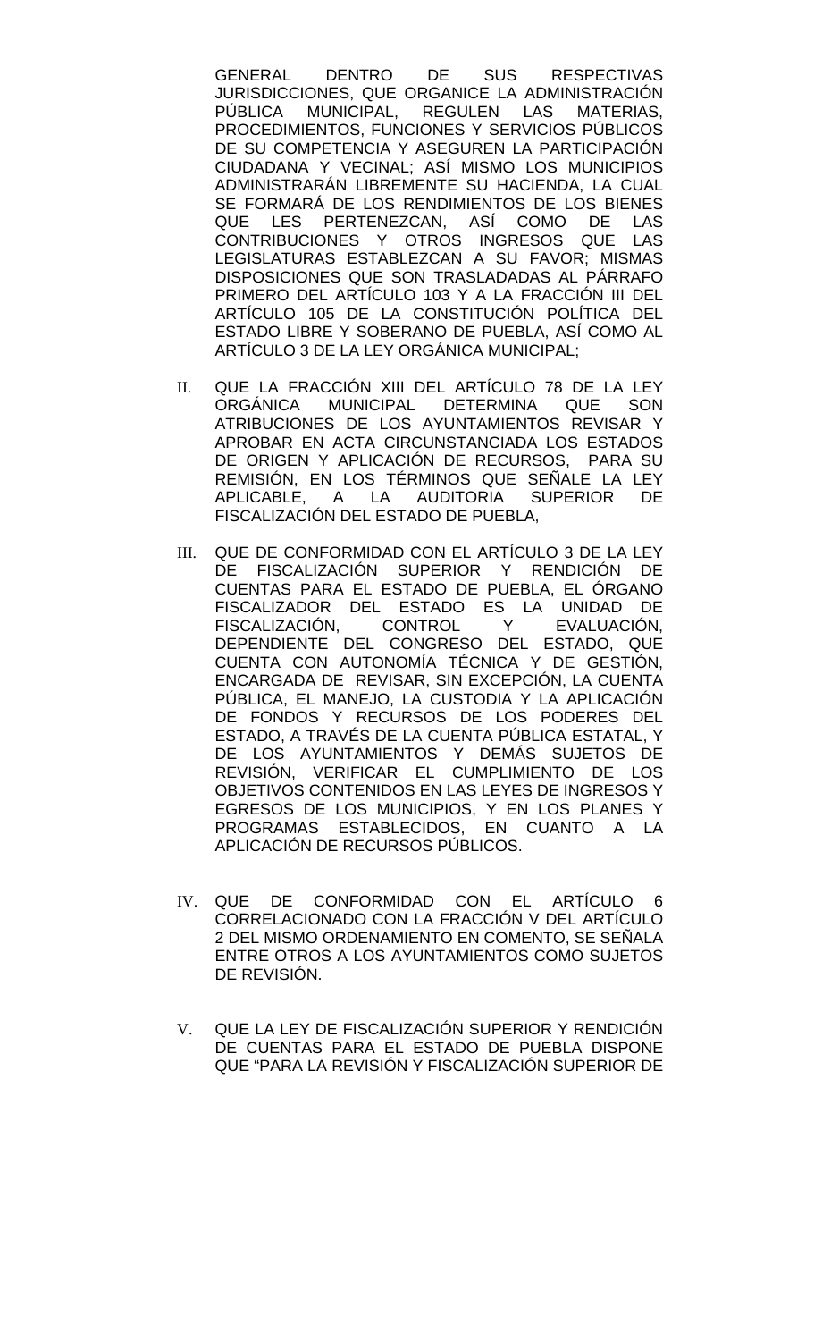GENERAL DENTRO DE SUS RESPECTIVAS JURISDICCIONES, QUE ORGANICE LA ADMINISTRACIÓN PÚBLICA MUNICIPAL, REGULEN LAS MATERIAS, PROCEDIMIENTOS, FUNCIONES Y SERVICIOS PÚBLICOS DE SU COMPETENCIA Y ASEGUREN LA PARTICIPACIÓN CIUDADANA Y VECINAL; ASÍ MISMO LOS MUNICIPIOS ADMINISTRARÁN LIBREMENTE SU HACIENDA, LA CUAL SE FORMARÁ DE LOS RENDIMIENTOS DE LOS BIENES QUE LES PERTENEZCAN, ASÍ COMO DE LAS CONTRIBUCIONES Y OTROS INGRESOS QUE LAS LEGISLATURAS ESTABLEZCAN A SU FAVOR; MISMAS DISPOSICIONES QUE SON TRASLADADAS AL PÁRRAFO PRIMERO DEL ARTÍCULO 103 Y A LA FRACCIÓN III DEL ARTÍCULO 105 DE LA CONSTITUCIÓN POLÍTICA DEL ESTADO LIBRE Y SOBERANO DE PUEBLA, ASÍ COMO AL ARTÍCULO 3 DE LA LEY ORGÁNICA MUNICIPAL;

II. QUE LA FRACCIÓN XIII DEL ARTÍCULO 78 DE LA LEY ORGÁNICA MUNICIPAL DETERMINA QUE SON ATRIBUCIONES DE LOS AYUNTAMIENTOS REVISAR Y APROBAR EN ACTA CIRCUNSTANCIADA LOS ESTADOS DE ORIGEN Y APLICACIÓN DE RECURSOS, PARA SU REMISIÓN, EN LOS TÉRMINOS QUE SEÑALE LA LEY APLICABLE, A LA AUDITORIA SUPERIOR DE FISCALIZACIÓN DEL ESTADO DE PUEBLA,

III. QUE DE CONFORMIDAD CON EL ARTÍCULO 3 DE LA LEY DE FISCALIZACIÓN SUPERIOR Y RENDICIÓN DE CUENTAS PARA EL ESTADO DE PUEBLA, EL ÓRGANO FISCALIZADOR DEL ESTADO ES LA UNIDAD DE FISCALIZACIÓN, CONTROL Y EVALUACIÓN, DEPENDIENTE DEL CONGRESO DEL ESTADO, QUE CUENTA CON AUTONOMÍA TÉCNICA Y DE GESTIÓN, ENCARGADA DE REVISAR, SIN EXCEPCIÓN, LA CUENTA PÚBLICA, EL MANEJO, LA CUSTODIA Y LA APLICACIÓN DE FONDOS Y RECURSOS DE LOS PODERES DEL ESTADO, A TRAVÉS DE LA CUENTA PÚBLICA ESTATAL, Y DE LOS AYUNTAMIENTOS Y DEMÁS SUJETOS DE REVISIÓN, VERIFICAR EL CUMPLIMIENTO DE LOS OBJETIVOS CONTENIDOS EN LAS LEYES DE INGRESOS Y EGRESOS DE LOS MUNICIPIOS, Y EN LOS PLANES Y PROGRAMAS ESTABLECIDOS, EN CUANTO A LA APLICACIÓN DE RECURSOS PÚBLICOS.

IV. QUE DE CONFORMIDAD CON EL ARTÍCULO 6 CORRELACIONADO CON LA FRACCIÓN V DEL ARTÍCULO 2 DEL MISMO ORDENAMIENTO EN COMENTO, SE SEÑALA ENTRE OTROS A LOS AYUNTAMIENTOS COMO SUJETOS DE REVISIÓN.

V. QUE LA LEY DE FISCALIZACIÓN SUPERIOR Y RENDICIÓN DE CUENTAS PARA EL ESTADO DE PUEBLA DISPONE QUE "PARA LA REVISIÓN Y FISCALIZACIÓN SUPERIOR DE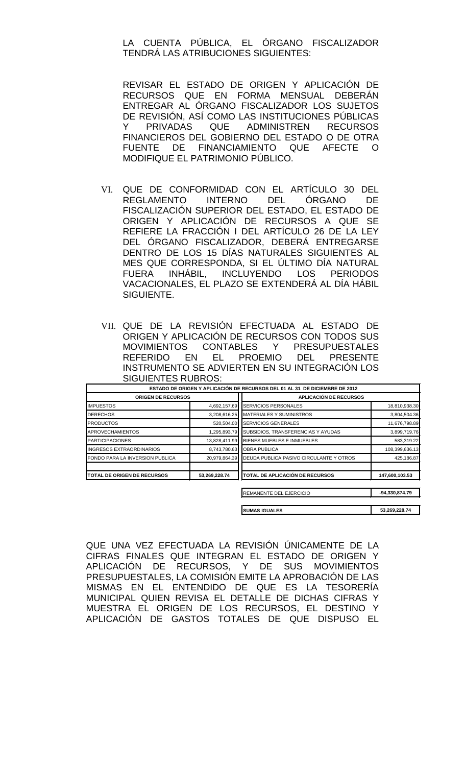LA CUENTA PÚBLICA, EL ÓRGANO FISCALIZADOR TENDRÁ LAS ATRIBUCIONES SIGUIENTES:

REVISAR EL ESTADO DE ORIGEN Y APLICACIÓN DE RECURSOS QUE EN FORMA MENSUAL DEBERÁN ENTREGAR AL ÓRGANO FISCALIZADOR LOS SUJETOS DE REVISIÓN, ASÍ COMO LAS INSTITUCIONES PÚBLICAS Y PRIVADAS QUE ADMINISTREN RECURSOS FINANCIEROS DEL GOBIERNO DEL ESTADO O DE OTRA FUENTE DE FINANCIAMIENTO QUE AFECTE O MODIFIQUE EL PATRIMONIO PÚBLICO.

VI. QUE DE CONFORMIDAD CON EL ARTÍCULO 30 DEL REGLAMENTO INTERNO DEL ÓRGANO DE FISCALIZACIÓN SUPERIOR DEL ESTADO, EL ESTADO DE ORIGEN Y APLICACIÓN DE RECURSOS A QUE SE REFIERE LA FRACCIÓN I DEL ARTÍCULO 26 DE LA LEY DEL ÓRGANO FISCALIZADOR, DEBERÁ ENTREGARSE DENTRO DE LOS 15 DÍAS NATURALES SIGUIENTES AL MES QUE CORRESPONDA, SI EL ÚLTIMO DÍA NATURAL FUERA INHÁBIL, INCLUYENDO LOS PERIODOS VACACIONALES, EL PLAZO SE EXTENDERÁ AL DÍA HÁBIL SIGUIENTE.

VII. QUE DE LA REVISIÓN EFECTUADA AL ESTADO DE ORIGEN Y APLICACIÓN DE RECURSOS CON TODOS SUS MOVIMIENTOS CONTABLES Y PRESUPUESTALES REFERIDO EN EL PROEMIO DEL PRESENTE INSTRUMENTO SE ADVIERTEN EN SU INTEGRACIÓN LOS SIGUIENTES RUBROS:

| ESTADO DE ORIGEN Y APLICACIÓN DE RECURSOS DEL 01 AL 31 DE DICIEMBRE DE 2012 | | | |
|---|---|---|---|
| **ORIGEN DE RECURSOS** | | **APLICACIÓN DE RECURSOS** | |
| IMPUESTOS | 4,692,157.69 | SERVICIOS PERSONALES | 18,810,938.30 |
| DERECHOS | 3,208,616.25 | MATERIALES Y SUMINISTROS | 3,804,504.36 |
| PRODUCTOS | 520,504.00 | SERVICIOS GENERALES | 11,676,798.89 |
| APROVECHAMIENTOS | 1,295,893.79 | SUBSIDIOS, TRANSFERENCIAS Y AYUDAS | 3,899,719.76 |
| PARTICIPACIONES | 13,828,411.99 | BIENES MUEBLES E INMUEBLES | 583,319.22 |
| INGRESOS EXTRAORDINARIOS | 8,743,780.63 | OBRA PUBLICA | 108,399,636.13 |
| FONDO PARA LA INVERSION PUBLICA | 20,979,864.39 | DEUDA PUBLICA PASIVO CIRCULANTE Y OTROS | 425,186.87 |
| **TOTAL DE ORIGEN DE RECURSOS** | **53,269,228.74** | **TOTAL DE APLICACIÓN DE RECURSOS** | **147,600,103.53** |
| | | REMANENTE DEL EJERCICIO | **-94,330,874.79** |
| | | **SUMAS IGUALES** | **53,269,228.74** |

QUE UNA VEZ EFECTUADA LA REVISIÓN ÚNICAMENTE DE LA CIFRAS FINALES QUE INTEGRAN EL ESTADO DE ORIGEN Y APLICACIÓN DE RECURSOS, Y DE SUS MOVIMIENTOS PRESUPUESTALES, LA COMISIÓN EMITE LA APROBACIÓN DE LAS MISMAS EN EL ENTENDIDO DE QUE ES LA TESORERÍA MUNICIPAL QUIEN REVISA EL DETALLE DE DICHAS CIFRAS Y MUESTRA EL ORIGEN DE LOS RECURSOS, EL DESTINO Y APLICACIÓN DE GASTOS TOTALES DE QUE DISPUSO EL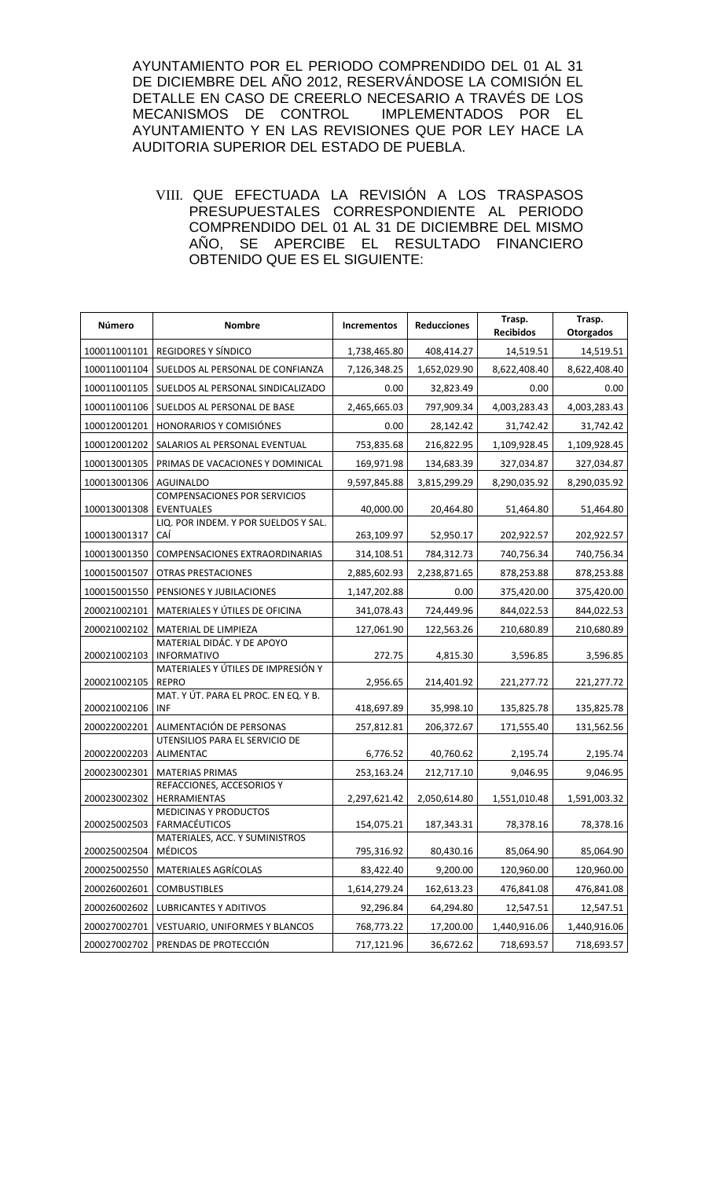AYUNTAMIENTO POR EL PERIODO COMPRENDIDO DEL 01 AL 31 DE DICIEMBRE DEL AÑO 2012, RESERVÁNDOSE LA COMISIÓN EL DETALLE EN CASO DE CREERLO NECESARIO A TRAVÉS DE LOS MECANISMOS DE CONTROL IMPLEMENTADOS POR EL AYUNTAMIENTO Y EN LAS REVISIONES QUE POR LEY HACE LA AUDITORIA SUPERIOR DEL ESTADO DE PUEBLA.

VIII. QUE EFECTUADA LA REVISIÓN A LOS TRASPASOS PRESUPUESTALES CORRESPONDIENTE AL PERIODO COMPRENDIDO DEL 01 AL 31 DE DICIEMBRE DEL MISMO AÑO, SE APERCIBE EL RESULTADO FINANCIERO OBTENIDO QUE ES EL SIGUIENTE:

| Número | Nombre | Incrementos | Reducciones | Trasp. Recibidos | Trasp. Otorgados |
|---|---|---|---|---|---|
| 100011001101 | REGIDORES Y SÍNDICO | 1,738,465.80 | 408,414.27 | 14,519.51 | 14,519.51 |
| 100011001104 | SUELDOS AL PERSONAL DE CONFIANZA | 7,126,348.25 | 1,652,029.90 | 8,622,408.40 | 8,622,408.40 |
| 100011001105 | SUELDOS AL PERSONAL SINDICALIZADO | 0.00 | 32,823.49 | 0.00 | 0.00 |
| 100011001106 | SUELDOS AL PERSONAL DE BASE | 2,465,665.03 | 797,909.34 | 4,003,283.43 | 4,003,283.43 |
| 100012001201 | HONORARIOS Y COMISIÓNES | 0.00 | 28,142.42 | 31,742.42 | 31,742.42 |
| 100012001202 | SALARIOS AL PERSONAL EVENTUAL | 753,835.68 | 216,822.95 | 1,109,928.45 | 1,109,928.45 |
| 100013001305 | PRIMAS DE VACACIONES Y DOMINICAL | 169,971.98 | 134,683.39 | 327,034.87 | 327,034.87 |
| 100013001306 | AGUINALDO | 9,597,845.88 | 3,815,299.29 | 8,290,035.92 | 8,290,035.92 |
| 100013001308 | COMPENSACIONES POR SERVICIOS EVENTUALES | 40,000.00 | 20,464.80 | 51,464.80 | 51,464.80 |
| 100013001317 | LIQ. POR INDEM. Y POR SUELDOS Y SAL. CAÍ | 263,109.97 | 52,950.17 | 202,922.57 | 202,922.57 |
| 100013001350 | COMPENSACIONES EXTRAORDINARIAS | 314,108.51 | 784,312.73 | 740,756.34 | 740,756.34 |
| 100015001507 | OTRAS PRESTACIONES | 2,885,602.93 | 2,238,871.65 | 878,253.88 | 878,253.88 |
| 100015001550 | PENSIONES Y JUBILACIONES | 1,147,202.88 | 0.00 | 375,420.00 | 375,420.00 |
| 200021002101 | MATERIALES Y ÚTILES DE OFICINA | 341,078.43 | 724,449.96 | 844,022.53 | 844,022.53 |
| 200021002102 | MATERIAL DE LIMPIEZA | 127,061.90 | 122,563.26 | 210,680.89 | 210,680.89 |
| 200021002103 | MATERIAL DIDÁC. Y DE APOYO INFORMATIVO | 272.75 | 4,815.30 | 3,596.85 | 3,596.85 |
| 200021002105 | MATERIALES Y ÚTILES DE IMPRESIÓN Y REPRO | 2,956.65 | 214,401.92 | 221,277.72 | 221,277.72 |
| 200021002106 | MAT. Y ÚT. PARA EL PROC. EN EQ. Y B. INF | 418,697.89 | 35,998.10 | 135,825.78 | 135,825.78 |
| 200022002201 | ALIMENTACIÓN DE PERSONAS | 257,812.81 | 206,372.67 | 171,555.40 | 131,562.56 |
| 200022002203 | UTENSILIOS PARA EL SERVICIO DE ALIMENTAC | 6,776.52 | 40,760.62 | 2,195.74 | 2,195.74 |
| 200023002301 | MATERIAS PRIMAS | 253,163.24 | 212,717.10 | 9,046.95 | 9,046.95 |
| 200023002302 | REFACCIONES, ACCESORIOS Y HERRAMIENTAS | 2,297,621.42 | 2,050,614.80 | 1,551,010.48 | 1,591,003.32 |
| 200025002503 | MEDICINAS Y PRODUCTOS FARMACÉUTICOS | 154,075.21 | 187,343.31 | 78,378.16 | 78,378.16 |
| 200025002504 | MATERIALES, ACC. Y SUMINISTROS MÉDICOS | 795,316.92 | 80,430.16 | 85,064.90 | 85,064.90 |
| 200025002550 | MATERIALES AGRÍCOLAS | 83,422.40 | 9,200.00 | 120,960.00 | 120,960.00 |
| 200026002601 | COMBUSTIBLES | 1,614,279.24 | 162,613.23 | 476,841.08 | 476,841.08 |
| 200026002602 | LUBRICANTES Y ADITIVOS | 92,296.84 | 64,294.80 | 12,547.51 | 12,547.51 |
| 200027002701 | VESTUARIO, UNIFORMES Y BLANCOS | 768,773.22 | 17,200.00 | 1,440,916.06 | 1,440,916.06 |
| 200027002702 | PRENDAS DE PROTECCIÓN | 717,121.96 | 36,672.62 | 718,693.57 | 718,693.57 |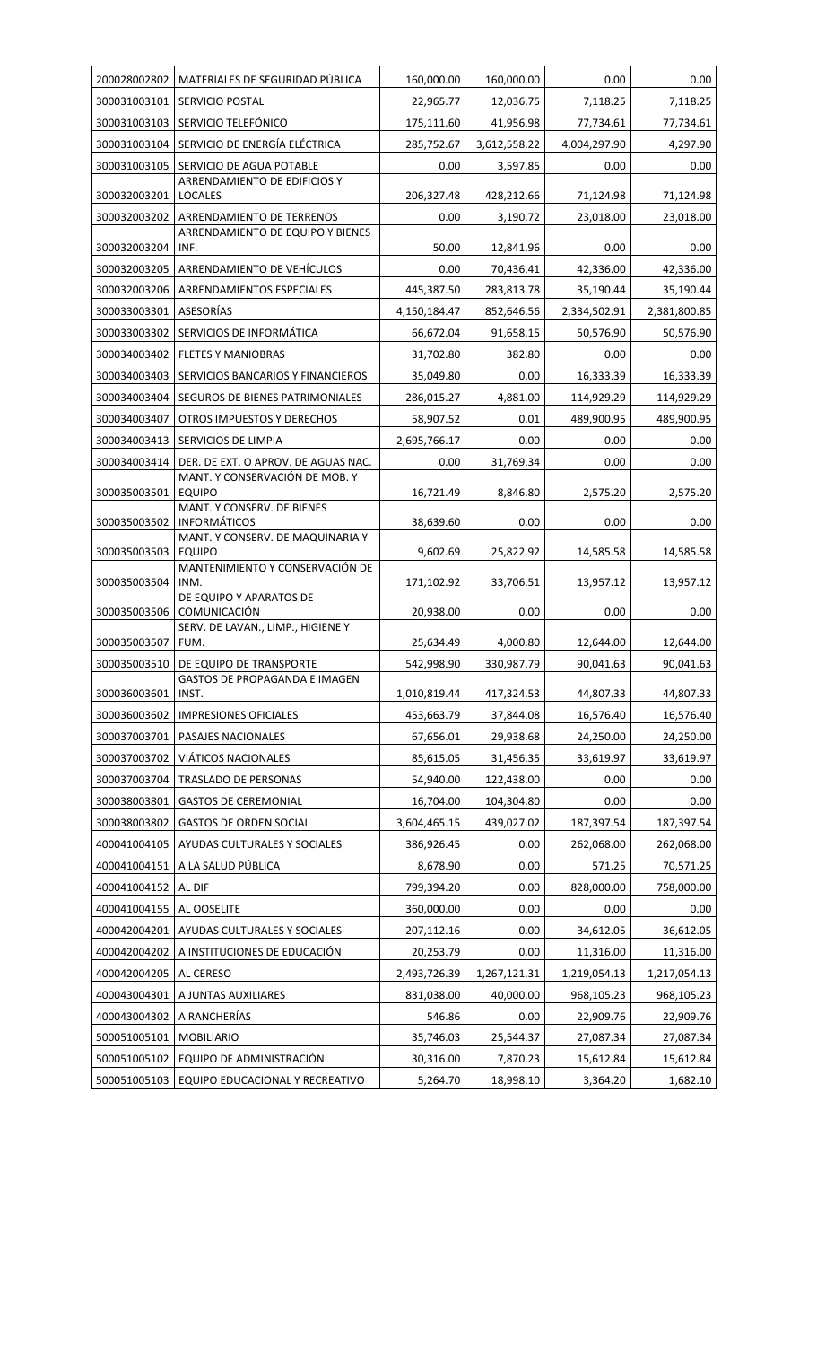| | | | | | |
|---|---|---|---|---|---|
| 200028002802 | MATERIALES DE SEGURIDAD PÚBLICA | 160,000.00 | 160,000.00 | 0.00 | 0.00 |
| 300031003101 | SERVICIO POSTAL | 22,965.77 | 12,036.75 | 7,118.25 | 7,118.25 |
| 300031003103 | SERVICIO TELEFÓNICO | 175,111.60 | 41,956.98 | 77,734.61 | 77,734.61 |
| 300031003104 | SERVICIO DE ENERGÍA ELÉCTRICA | 285,752.67 | 3,612,558.22 | 4,004,297.90 | 4,297.90 |
| 300031003105 | SERVICIO DE AGUA POTABLE | 0.00 | 3,597.85 | 0.00 | 0.00 |
| 300032003201 | ARRENDAMIENTO DE EDIFICIOS Y LOCALES | 206,327.48 | 428,212.66 | 71,124.98 | 71,124.98 |
| 300032003202 | ARRENDAMIENTO DE TERRENOS | 0.00 | 3,190.72 | 23,018.00 | 23,018.00 |
| 300032003204 | ARRENDAMIENTO DE EQUIPO Y BIENES INF. | 50.00 | 12,841.96 | 0.00 | 0.00 |
| 300032003205 | ARRENDAMIENTO DE VEHÍCULOS | 0.00 | 70,436.41 | 42,336.00 | 42,336.00 |
| 300032003206 | ARRENDAMIENTOS ESPECIALES | 445,387.50 | 283,813.78 | 35,190.44 | 35,190.44 |
| 300033003301 | ASESORÍAS | 4,150,184.47 | 852,646.56 | 2,334,502.91 | 2,381,800.85 |
| 300033003302 | SERVICIOS DE INFORMÁTICA | 66,672.04 | 91,658.15 | 50,576.90 | 50,576.90 |
| 300034003402 | FLETES Y MANIOBRAS | 31,702.80 | 382.80 | 0.00 | 0.00 |
| 300034003403 | SERVICIOS BANCARIOS Y FINANCIEROS | 35,049.80 | 0.00 | 16,333.39 | 16,333.39 |
| 300034003404 | SEGUROS DE BIENES PATRIMONIALES | 286,015.27 | 4,881.00 | 114,929.29 | 114,929.29 |
| 300034003407 | OTROS IMPUESTOS Y DERECHOS | 58,907.52 | 0.01 | 489,900.95 | 489,900.95 |
| 300034003413 | SERVICIOS DE LIMPIA | 2,695,766.17 | 0.00 | 0.00 | 0.00 |
| 300034003414 | DER. DE EXT. O APROV. DE AGUAS NAC. | 0.00 | 31,769.34 | 0.00 | 0.00 |
| 300035003501 | MANT. Y CONSERVACIÓN DE MOB. Y EQUIPO | 16,721.49 | 8,846.80 | 2,575.20 | 2,575.20 |
| 300035003502 | MANT. Y CONSERV. DE BIENES INFORMÁTICOS | 38,639.60 | 0.00 | 0.00 | 0.00 |
| 300035003503 | MANT. Y CONSERV. DE MAQUINARIA Y EQUIPO | 9,602.69 | 25,822.92 | 14,585.58 | 14,585.58 |
| 300035003504 | MANTENIMIENTO Y CONSERVACIÓN DE INM. | 171,102.92 | 33,706.51 | 13,957.12 | 13,957.12 |
| 300035003506 | DE EQUIPO Y APARATOS DE COMUNICACIÓN | 20,938.00 | 0.00 | 0.00 | 0.00 |
| 300035003507 | SERV. DE LAVAN., LIMP., HIGIENE Y FUM. | 25,634.49 | 4,000.80 | 12,644.00 | 12,644.00 |
| 300035003510 | DE EQUIPO DE TRANSPORTE | 542,998.90 | 330,987.79 | 90,041.63 | 90,041.63 |
| 300036003601 | GASTOS DE PROPAGANDA E IMAGEN INST. | 1,010,819.44 | 417,324.53 | 44,807.33 | 44,807.33 |
| 300036003602 | IMPRESIONES OFICIALES | 453,663.79 | 37,844.08 | 16,576.40 | 16,576.40 |
| 300037003701 | PASAJES NACIONALES | 67,656.01 | 29,938.68 | 24,250.00 | 24,250.00 |
| 300037003702 | VIÁTICOS NACIONALES | 85,615.05 | 31,456.35 | 33,619.97 | 33,619.97 |
| 300037003704 | TRASLADO DE PERSONAS | 54,940.00 | 122,438.00 | 0.00 | 0.00 |
| 300038003801 | GASTOS DE CEREMONIAL | 16,704.00 | 104,304.80 | 0.00 | 0.00 |
| 300038003802 | GASTOS DE ORDEN SOCIAL | 3,604,465.15 | 439,027.02 | 187,397.54 | 187,397.54 |
| 400041004105 | AYUDAS CULTURALES Y SOCIALES | 386,926.45 | 0.00 | 262,068.00 | 262,068.00 |
| 400041004151 | A LA SALUD PÚBLICA | 8,678.90 | 0.00 | 571.25 | 70,571.25 |
| 400041004152 | AL DIF | 799,394.20 | 0.00 | 828,000.00 | 758,000.00 |
| 400041004155 | AL OOSELITE | 360,000.00 | 0.00 | 0.00 | 0.00 |
| 400042004201 | AYUDAS CULTURALES Y SOCIALES | 207,112.16 | 0.00 | 34,612.05 | 36,612.05 |
| 400042004202 | A INSTITUCIONES DE EDUCACIÓN | 20,253.79 | 0.00 | 11,316.00 | 11,316.00 |
| 400042004205 | AL CERESO | 2,493,726.39 | 1,267,121.31 | 1,219,054.13 | 1,217,054.13 |
| 400043004301 | A JUNTAS AUXILIARES | 831,038.00 | 40,000.00 | 968,105.23 | 968,105.23 |
| 400043004302 | A RANCHERÍAS | 546.86 | 0.00 | 22,909.76 | 22,909.76 |
| 500051005101 | MOBILIARIO | 35,746.03 | 25,544.37 | 27,087.34 | 27,087.34 |
| 500051005102 | EQUIPO DE ADMINISTRACIÓN | 30,316.00 | 7,870.23 | 15,612.84 | 15,612.84 |
| 500051005103 | EQUIPO EDUCACIONAL Y RECREATIVO | 5,264.70 | 18,998.10 | 3,364.20 | 1,682.10 |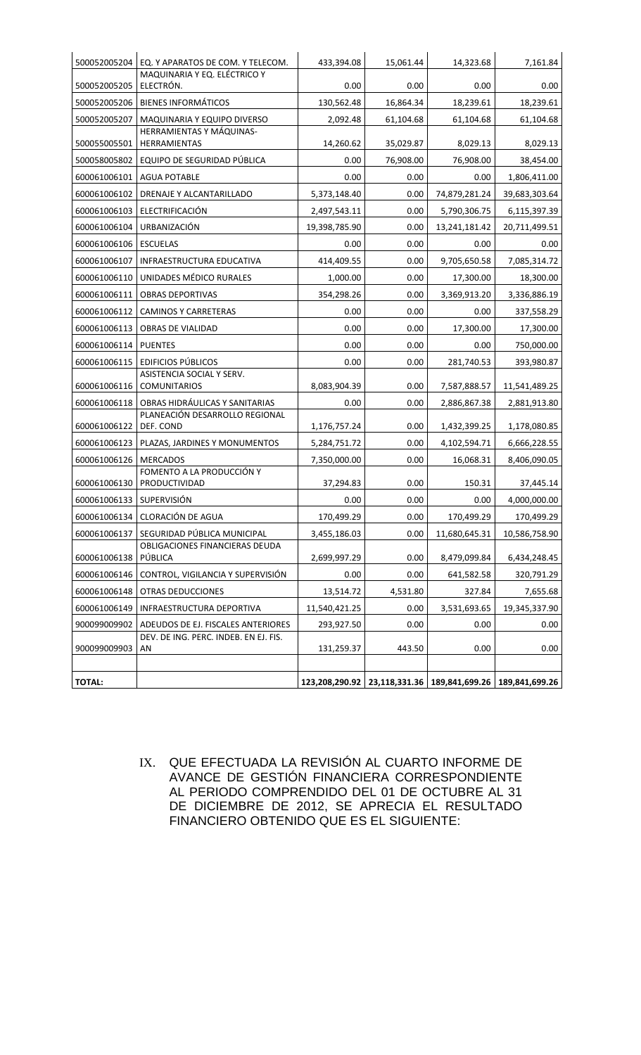| | | | | | |
|---|---|---|---|---|---|
| 500052005204 | EQ. Y APARATOS DE COM. Y TELECOM. | 433,394.08 | 15,061.44 | 14,323.68 | 7,161.84 |
| 500052005205 | MAQUINARIA Y EQ. ELÉCTRICO Y ELECTRÓN. | 0.00 | 0.00 | 0.00 | 0.00 |
| 500052005206 | BIENES INFORMÁTICOS | 130,562.48 | 16,864.34 | 18,239.61 | 18,239.61 |
| 500052005207 | MAQUINARIA Y EQUIPO DIVERSO | 2,092.48 | 61,104.68 | 61,104.68 | 61,104.68 |
| 500055005501 | HERRAMIENTAS Y MÁQUINAS-HERRAMIENTAS | 14,260.62 | 35,029.87 | 8,029.13 | 8,029.13 |
| 500058005802 | EQUIPO DE SEGURIDAD PÚBLICA | 0.00 | 76,908.00 | 76,908.00 | 38,454.00 |
| 600061006101 | AGUA POTABLE | 0.00 | 0.00 | 0.00 | 1,806,411.00 |
| 600061006102 | DRENAJE Y ALCANTARILLADO | 5,373,148.40 | 0.00 | 74,879,281.24 | 39,683,303.64 |
| 600061006103 | ELECTRIFICACIÓN | 2,497,543.11 | 0.00 | 5,790,306.75 | 6,115,397.39 |
| 600061006104 | URBANIZACIÓN | 19,398,785.90 | 0.00 | 13,241,181.42 | 20,711,499.51 |
| 600061006106 | ESCUELAS | 0.00 | 0.00 | 0.00 | 0.00 |
| 600061006107 | INFRAESTRUCTURA EDUCATIVA | 414,409.55 | 0.00 | 9,705,650.58 | 7,085,314.72 |
| 600061006110 | UNIDADES MÉDICO RURALES | 1,000.00 | 0.00 | 17,300.00 | 18,300.00 |
| 600061006111 | OBRAS DEPORTIVAS | 354,298.26 | 0.00 | 3,369,913.20 | 3,336,886.19 |
| 600061006112 | CAMINOS Y CARRETERAS | 0.00 | 0.00 | 0.00 | 337,558.29 |
| 600061006113 | OBRAS DE VIALIDAD | 0.00 | 0.00 | 17,300.00 | 17,300.00 |
| 600061006114 | PUENTES | 0.00 | 0.00 | 0.00 | 750,000.00 |
| 600061006115 | EDIFICIOS PÚBLICOS | 0.00 | 0.00 | 281,740.53 | 393,980.87 |
| 600061006116 | ASISTENCIA SOCIAL Y SERV. COMUNITARIOS | 8,083,904.39 | 0.00 | 7,587,888.57 | 11,541,489.25 |
| 600061006118 | OBRAS HIDRÁULICAS Y SANITARIAS | 0.00 | 0.00 | 2,886,867.38 | 2,881,913.80 |
| 600061006122 | PLANEACIÓN DESARROLLO REGIONAL DEF. COND | 1,176,757.24 | 0.00 | 1,432,399.25 | 1,178,080.85 |
| 600061006123 | PLAZAS, JARDINES Y MONUMENTOS | 5,284,751.72 | 0.00 | 4,102,594.71 | 6,666,228.55 |
| 600061006126 | MERCADOS | 7,350,000.00 | 0.00 | 16,068.31 | 8,406,090.05 |
| 600061006130 | FOMENTO A LA PRODUCCIÓN Y PRODUCTIVIDAD | 37,294.83 | 0.00 | 150.31 | 37,445.14 |
| 600061006133 | SUPERVISIÓN | 0.00 | 0.00 | 0.00 | 4,000,000.00 |
| 600061006134 | CLORACIÓN DE AGUA | 170,499.29 | 0.00 | 170,499.29 | 170,499.29 |
| 600061006137 | SEGURIDAD PÚBLICA MUNICIPAL | 3,455,186.03 | 0.00 | 11,680,645.31 | 10,586,758.90 |
| 600061006138 | OBLIGACIONES FINANCIERAS DEUDA PÚBLICA | 2,699,997.29 | 0.00 | 8,479,099.84 | 6,434,248.45 |
| 600061006146 | CONTROL, VIGILANCIA Y SUPERVISIÓN | 0.00 | 0.00 | 641,582.58 | 320,791.29 |
| 600061006148 | OTRAS DEDUCCIONES | 13,514.72 | 4,531.80 | 327.84 | 7,655.68 |
| 600061006149 | INFRAESTRUCTURA DEPORTIVA | 11,540,421.25 | 0.00 | 3,531,693.65 | 19,345,337.90 |
| 900099009902 | ADEUDOS DE EJ. FISCALES ANTERIORES | 293,927.50 | 0.00 | 0.00 | 0.00 |
| 900099009903 | DEV. DE ING. PERC. INDEB. EN EJ. FIS. AN | 131,259.37 | 443.50 | 0.00 | 0.00 |
| | | | | | |
| **TOTAL:** | | **123,208,290.92** | **23,118,331.36** | **189,841,699.26** | **189,841,699.26** |

IX. QUE EFECTUADA LA REVISIÓN AL CUARTO INFORME DE AVANCE DE GESTIÓN FINANCIERA CORRESPONDIENTE AL PERIODO COMPRENDIDO DEL 01 DE OCTUBRE AL 31 DE DICIEMBRE DE 2012, SE APRECIA EL RESULTADO FINANCIERO OBTENIDO QUE ES EL SIGUIENTE: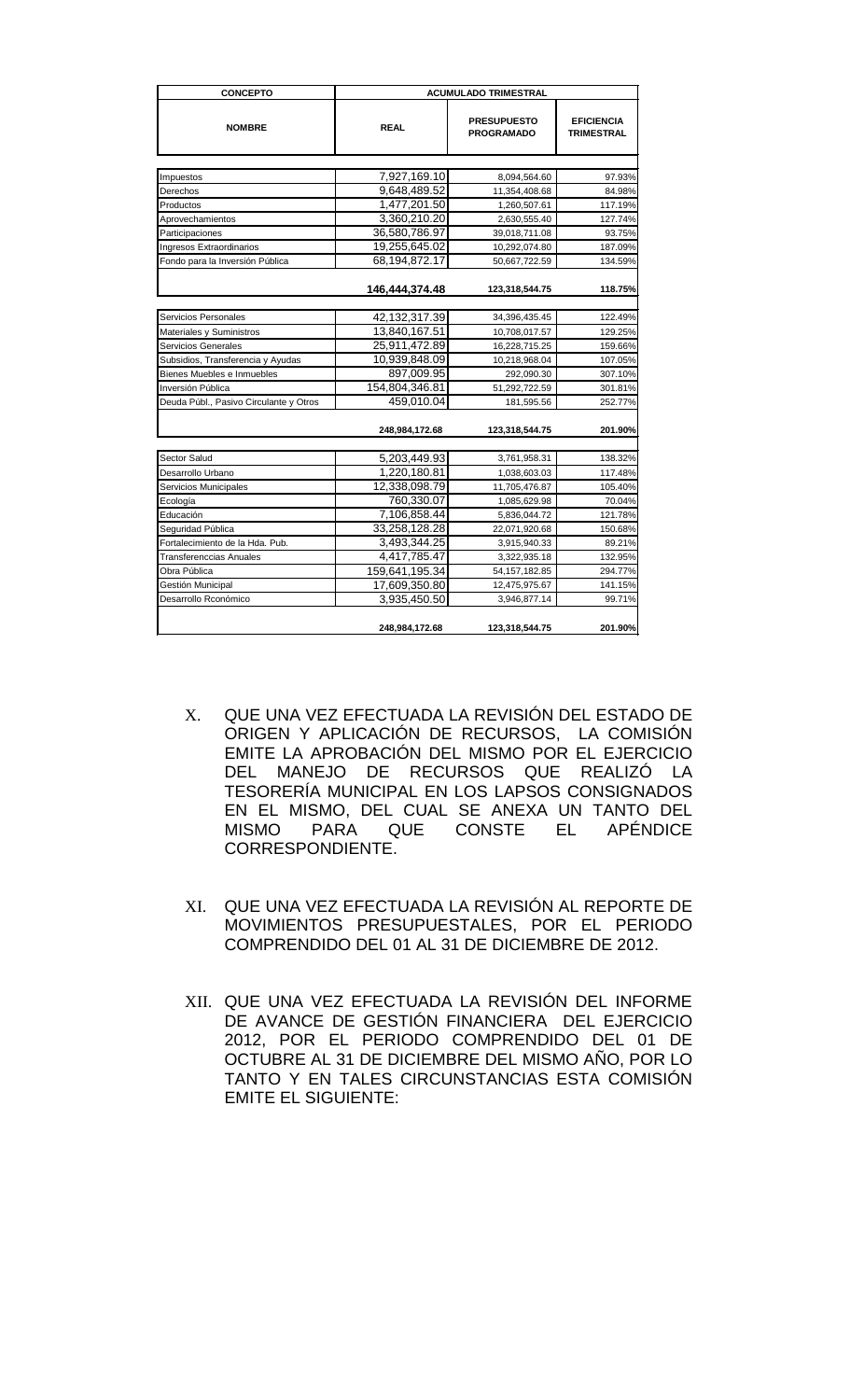| CONCEPTO | ACUMULADO TRIMESTRAL | | |
|---|---|---|---|
| **NOMBRE** | **REAL** | **PRESUPUESTO PROGRAMADO** | **EFICIENCIA TRIMESTRAL** |
| Impuestos | 7,927,169.10 | 8,094,564.60 | 97.93% |
| Derechos | 9,648,489.52 | 11,354,408.68 | 84.98% |
| Productos | 1,477,201.50 | 1,260,507.61 | 117.19% |
| Aprovechamientos | 3,360,210.20 | 2,630,555.40 | 127.74% |
| Participaciones | 36,580,786.97 | 39,018,711.08 | 93.75% |
| Ingresos Extraordinarios | 19,255,645.02 | 10,292,074.80 | 187.09% |
| Fondo para la Inversión Pública | 68,194,872.17 | 50,667,722.59 | 134.59% |
| | **146,444,374.48** | **123,318,544.75** | **118.75%** |
| Servicios Personales | 42,132,317.39 | 34,396,435.45 | 122.49% |
| Materiales y Suministros | 13,840,167.51 | 10,708,017.57 | 129.25% |
| Servicios Generales | 25,911,472.89 | 16,228,715.25 | 159.66% |
| Subsidios, Transferencia y Ayudas | 10,939,848.09 | 10,218,968.04 | 107.05% |
| Bienes Muebles e Inmuebles | 897,009.95 | 292,090.30 | 307.10% |
| Inversión Pública | 154,804,346.81 | 51,292,722.59 | 301.81% |
| Deuda Públ., Pasivo Circulante y Otros | 459,010.04 | 181,595.56 | 252.77% |
| | **248,984,172.68** | **123,318,544.75** | **201.90%** |
| Sector Salud | 5,203,449.93 | 3,761,958.31 | 138.32% |
| Desarrollo Urbano | 1,220,180.81 | 1,038,603.03 | 117.48% |
| Servicios Municipales | 12,338,098.79 | 11,705,476.87 | 105.40% |
| Ecología | 760,330.07 | 1,085,629.98 | 70.04% |
| Educación | 7,106,858.44 | 5,836,044.72 | 121.78% |
| Seguridad Pública | 33,258,128.28 | 22,071,920.68 | 150.68% |
| Fortalecimiento de la Hda. Pub. | 3,493,344.25 | 3,915,940.33 | 89.21% |
| Transferenccias Anuales | 4,417,785.47 | 3,322,935.18 | 132.95% |
| Obra Pública | 159,641,195.34 | 54,157,182.85 | 294.77% |
| Gestión Municipal | 17,609,350.80 | 12,475,975.67 | 141.15% |
| Desarrollo Rconómico | 3,935,450.50 | 3,946,877.14 | 99.71% |
| | **248,984,172.68** | **123,318,544.75** | **201.90%** |

X. QUE UNA VEZ EFECTUADA LA REVISIÓN DEL ESTADO DE ORIGEN Y APLICACIÓN DE RECURSOS, LA COMISIÓN EMITE LA APROBACIÓN DEL MISMO POR EL EJERCICIO DEL MANEJO DE RECURSOS QUE REALIZÓ LA TESORERÍA MUNICIPAL EN LOS LAPSOS CONSIGNADOS EN EL MISMO, DEL CUAL SE ANEXA UN TANTO DEL MISMO PARA QUE CONSTE EL APÉNDICE CORRESPONDIENTE.

XI. QUE UNA VEZ EFECTUADA LA REVISIÓN AL REPORTE DE MOVIMIENTOS PRESUPUESTALES, POR EL PERIODO COMPRENDIDO DEL 01 AL 31 DE DICIEMBRE DE 2012.

XII. QUE UNA VEZ EFECTUADA LA REVISIÓN DEL INFORME DE AVANCE DE GESTIÓN FINANCIERA DEL EJERCICIO 2012, POR EL PERIODO COMPRENDIDO DEL 01 DE OCTUBRE AL 31 DE DICIEMBRE DEL MISMO AÑO, POR LO TANTO Y EN TALES CIRCUNSTANCIAS ESTA COMISIÓN EMITE EL SIGUIENTE: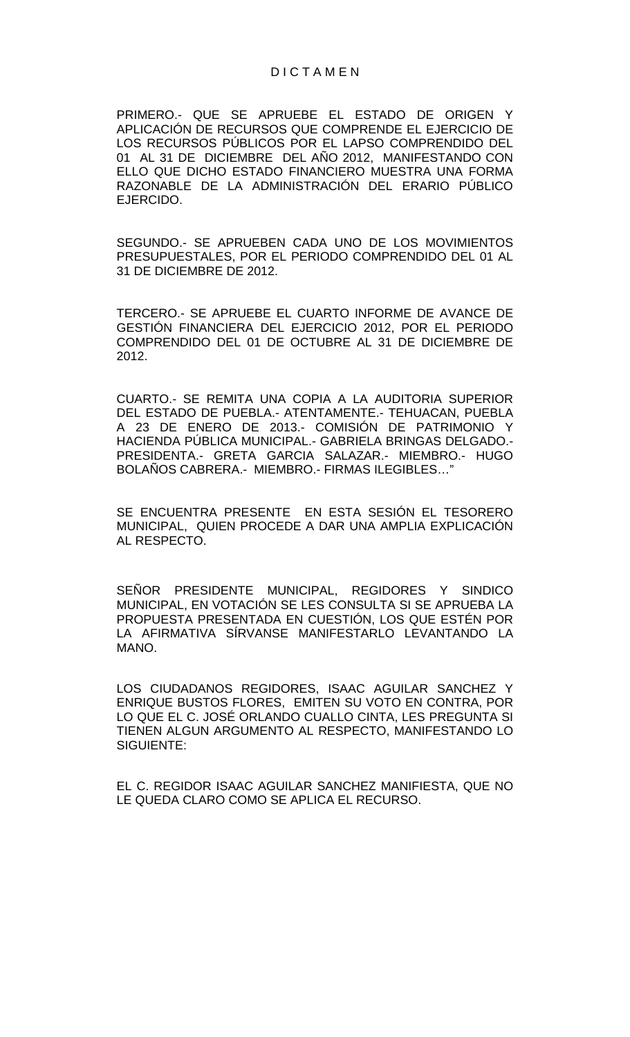D I C T A M E N

PRIMERO.- QUE SE APRUEBE EL ESTADO DE ORIGEN Y APLICACIÓN DE RECURSOS QUE COMPRENDE EL EJERCICIO DE LOS RECURSOS PÚBLICOS POR EL LAPSO COMPRENDIDO DEL 01 AL 31 DE DICIEMBRE DEL AÑO 2012, MANIFESTANDO CON ELLO QUE DICHO ESTADO FINANCIERO MUESTRA UNA FORMA RAZONABLE DE LA ADMINISTRACIÓN DEL ERARIO PÚBLICO EJERCIDO.

SEGUNDO.- SE APRUEBEN CADA UNO DE LOS MOVIMIENTOS PRESUPUESTALES, POR EL PERIODO COMPRENDIDO DEL 01 AL 31 DE DICIEMBRE DE 2012.

TERCERO.- SE APRUEBE EL CUARTO INFORME DE AVANCE DE GESTIÓN FINANCIERA DEL EJERCICIO 2012, POR EL PERIODO COMPRENDIDO DEL 01 DE OCTUBRE AL 31 DE DICIEMBRE DE 2012.

CUARTO.- SE REMITA UNA COPIA A LA AUDITORIA SUPERIOR DEL ESTADO DE PUEBLA.- ATENTAMENTE.- TEHUACAN, PUEBLA A 23 DE ENERO DE 2013.- COMISIÓN DE PATRIMONIO Y HACIENDA PÚBLICA MUNICIPAL.- GABRIELA BRINGAS DELGADO.- PRESIDENTA.- GRETA GARCIA SALAZAR.- MIEMBRO.- HUGO BOLAÑOS CABRERA.- MIEMBRO.- FIRMAS ILEGIBLES…"

SE ENCUENTRA PRESENTE EN ESTA SESIÓN EL TESORERO MUNICIPAL, QUIEN PROCEDE A DAR UNA AMPLIA EXPLICACIÓN AL RESPECTO.

SEÑOR PRESIDENTE MUNICIPAL, REGIDORES Y SINDICO MUNICIPAL, EN VOTACIÓN SE LES CONSULTA SI SE APRUEBA LA PROPUESTA PRESENTADA EN CUESTIÓN, LOS QUE ESTÉN POR LA AFIRMATIVA SÍRVANSE MANIFESTARLO LEVANTANDO LA MANO.

LOS CIUDADANOS REGIDORES, ISAAC AGUILAR SANCHEZ Y ENRIQUE BUSTOS FLORES, EMITEN SU VOTO EN CONTRA, POR LO QUE EL C. JOSÉ ORLANDO CUALLO CINTA, LES PREGUNTA SI TIENEN ALGUN ARGUMENTO AL RESPECTO, MANIFESTANDO LO SIGUIENTE:

EL C. REGIDOR ISAAC AGUILAR SANCHEZ MANIFIESTA, QUE NO LE QUEDA CLARO COMO SE APLICA EL RECURSO.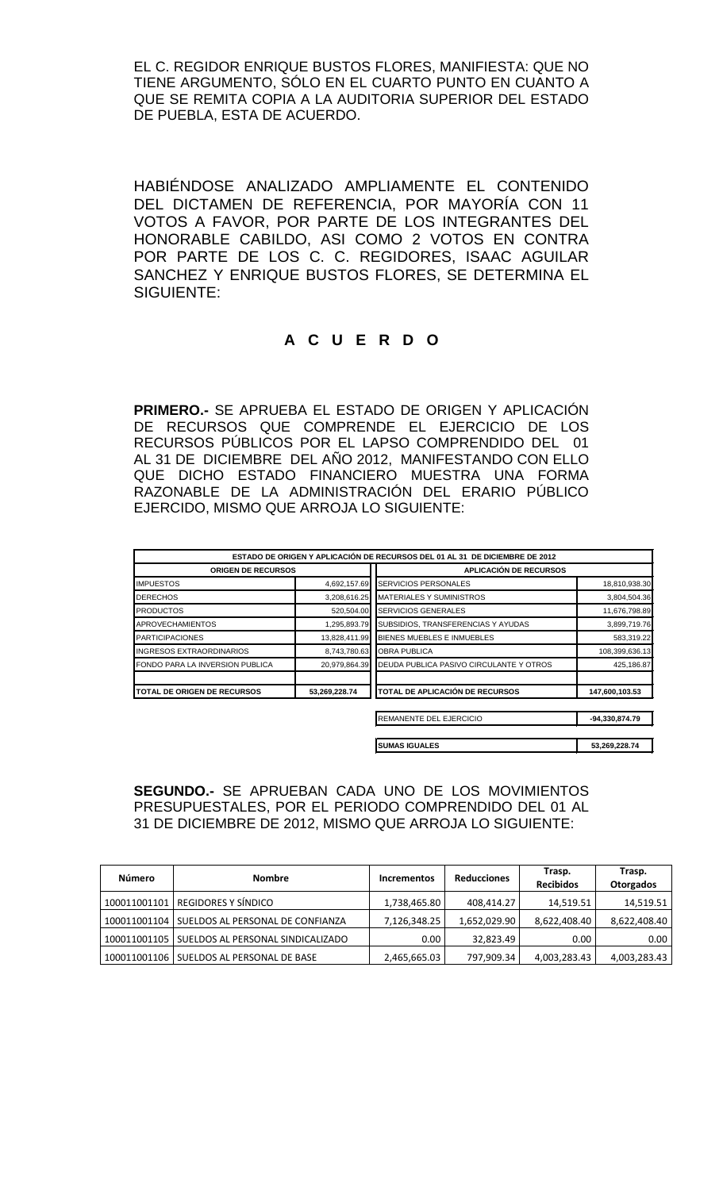EL C. REGIDOR ENRIQUE BUSTOS FLORES, MANIFIESTA: QUE NO TIENE ARGUMENTO, SÓLO EN EL CUARTO PUNTO EN CUANTO A QUE SE REMITA COPIA A LA AUDITORIA SUPERIOR DEL ESTADO DE PUEBLA, ESTA DE ACUERDO.

HABIÉNDOSE ANALIZADO AMPLIAMENTE EL CONTENIDO DEL DICTAMEN DE REFERENCIA, POR MAYORÍA CON 11 VOTOS A FAVOR, POR PARTE DE LOS INTEGRANTES DEL HONORABLE CABILDO, ASI COMO 2 VOTOS EN CONTRA POR PARTE DE LOS C. C. REGIDORES, ISAAC AGUILAR SANCHEZ Y ENRIQUE BUSTOS FLORES, SE DETERMINA EL SIGUIENTE:

## A C U E R D O

**PRIMERO.-** SE APRUEBA EL ESTADO DE ORIGEN Y APLICACIÓN DE RECURSOS QUE COMPRENDE EL EJERCICIO DE LOS RECURSOS PÚBLICOS POR EL LAPSO COMPRENDIDO DEL 01 AL 31 DE DICIEMBRE DEL AÑO 2012, MANIFESTANDO CON ELLO QUE DICHO ESTADO FINANCIERO MUESTRA UNA FORMA RAZONABLE DE LA ADMINISTRACIÓN DEL ERARIO PÚBLICO EJERCIDO, MISMO QUE ARROJA LO SIGUIENTE:

| ESTADO DE ORIGEN Y APLICACIÓN DE RECURSOS DEL 01 AL 31 DE DICIEMBRE DE 2012 | | | |
|---|---|---|---|
| **ORIGEN DE RECURSOS** | | **APLICACIÓN DE RECURSOS** | |
| IMPUESTOS | 4,692,157.69 | SERVICIOS PERSONALES | 18,810,938.30 |
| DERECHOS | 3,208,616.25 | MATERIALES Y SUMINISTROS | 3,804,504.36 |
| PRODUCTOS | 520,504.00 | SERVICIOS GENERALES | 11,676,798.89 |
| APROVECHAMIENTOS | 1,295,893.79 | SUBSIDIOS, TRANSFERENCIAS Y AYUDAS | 3,899,719.76 |
| PARTICIPACIONES | 13,828,411.99 | BIENES MUEBLES E INMUEBLES | 583,319.22 |
| INGRESOS EXTRAORDINARIOS | 8,743,780.63 | OBRA PUBLICA | 108,399,636.13 |
| FONDO PARA LA INVERSION PUBLICA | 20,979,864.39 | DEUDA PUBLICA PASIVO CIRCULANTE Y OTROS | 425,186.87 |
| **TOTAL DE ORIGEN DE RECURSOS** | **53,269,228.74** | **TOTAL DE APLICACIÓN DE RECURSOS** | **147,600,103.53** |
| | | REMANENTE DEL EJERCICIO | **-94,330,874.79** |
| | | **SUMAS IGUALES** | **53,269,228.74** |

**SEGUNDO.-** SE APRUEBAN CADA UNO DE LOS MOVIMIENTOS PRESUPUESTALES, POR EL PERIODO COMPRENDIDO DEL 01 AL 31 DE DICIEMBRE DE 2012, MISMO QUE ARROJA LO SIGUIENTE:

| Número | Nombre | Incrementos | Reducciones | Trasp. Recibidos | Trasp. Otorgados |
|---|---|---|---|---|---|
| 100011001101 | REGIDORES Y SÍNDICO | 1,738,465.80 | 408,414.27 | 14,519.51 | 14,519.51 |
| 100011001104 | SUELDOS AL PERSONAL DE CONFIANZA | 7,126,348.25 | 1,652,029.90 | 8,622,408.40 | 8,622,408.40 |
| 100011001105 | SUELDOS AL PERSONAL SINDICALIZADO | 0.00 | 32,823.49 | 0.00 | 0.00 |
| 100011001106 | SUELDOS AL PERSONAL DE BASE | 2,465,665.03 | 797,909.34 | 4,003,283.43 | 4,003,283.43 |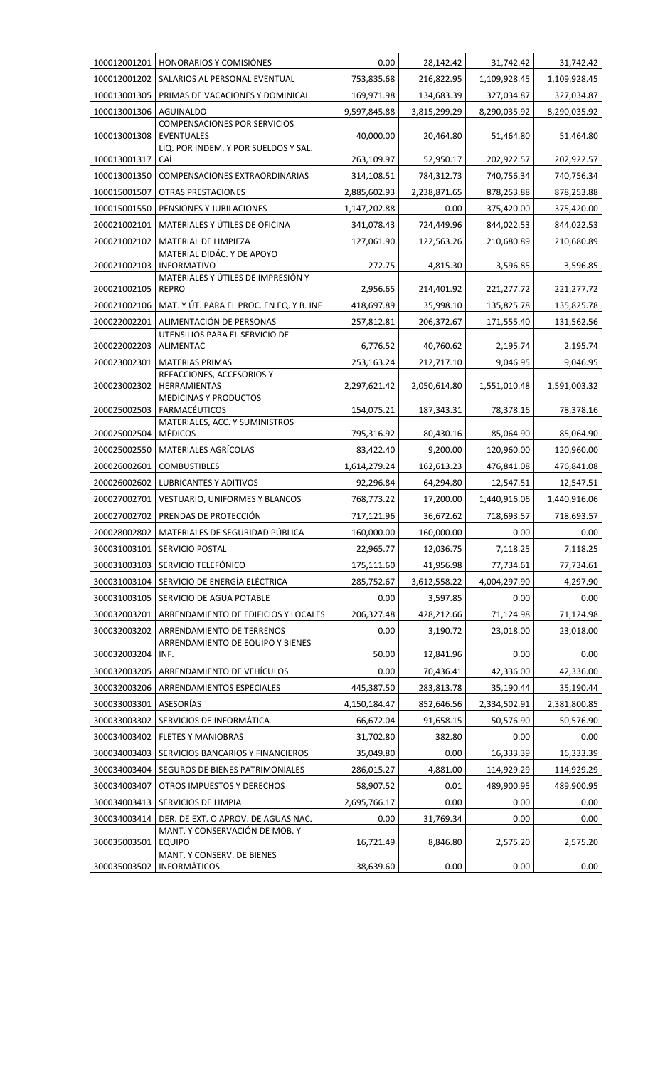| | | | | | |
|---|---|---|---|---|---|
| 100012001201 | HONORARIOS Y COMISIÓNES | 0.00 | 28,142.42 | 31,742.42 | 31,742.42 |
| 100012001202 | SALARIOS AL PERSONAL EVENTUAL | 753,835.68 | 216,822.95 | 1,109,928.45 | 1,109,928.45 |
| 100013001305 | PRIMAS DE VACACIONES Y DOMINICAL | 169,971.98 | 134,683.39 | 327,034.87 | 327,034.87 |
| 100013001306 | AGUINALDO | 9,597,845.88 | 3,815,299.29 | 8,290,035.92 | 8,290,035.92 |
| 100013001308 | COMPENSACIONES POR SERVICIOS EVENTUALES | 40,000.00 | 20,464.80 | 51,464.80 | 51,464.80 |
| 100013001317 | LIQ. POR INDEM. Y POR SUELDOS Y SAL. CAÍ | 263,109.97 | 52,950.17 | 202,922.57 | 202,922.57 |
| 100013001350 | COMPENSACIONES EXTRAORDINARIAS | 314,108.51 | 784,312.73 | 740,756.34 | 740,756.34 |
| 100015001507 | OTRAS PRESTACIONES | 2,885,602.93 | 2,238,871.65 | 878,253.88 | 878,253.88 |
| 100015001550 | PENSIONES Y JUBILACIONES | 1,147,202.88 | 0.00 | 375,420.00 | 375,420.00 |
| 200021002101 | MATERIALES Y ÚTILES DE OFICINA | 341,078.43 | 724,449.96 | 844,022.53 | 844,022.53 |
| 200021002102 | MATERIAL DE LIMPIEZA | 127,061.90 | 122,563.26 | 210,680.89 | 210,680.89 |
| 200021002103 | MATERIAL DIDÁC. Y DE APOYO INFORMATIVO | 272.75 | 4,815.30 | 3,596.85 | 3,596.85 |
| 200021002105 | MATERIALES Y ÚTILES DE IMPRESIÓN Y REPRO | 2,956.65 | 214,401.92 | 221,277.72 | 221,277.72 |
| 200021002106 | MAT. Y ÚT. PARA EL PROC. EN EQ. Y B. INF | 418,697.89 | 35,998.10 | 135,825.78 | 135,825.78 |
| 200022002201 | ALIMENTACIÓN DE PERSONAS | 257,812.81 | 206,372.67 | 171,555.40 | 131,562.56 |
| 200022002203 | UTENSILIOS PARA EL SERVICIO DE ALIMENTAC | 6,776.52 | 40,760.62 | 2,195.74 | 2,195.74 |
| 200023002301 | MATERIAS PRIMAS | 253,163.24 | 212,717.10 | 9,046.95 | 9,046.95 |
| 200023002302 | REFACCIONES, ACCESORIOS Y HERRAMIENTAS | 2,297,621.42 | 2,050,614.80 | 1,551,010.48 | 1,591,003.32 |
| 200025002503 | MEDICINAS Y PRODUCTOS FARMACÉUTICOS | 154,075.21 | 187,343.31 | 78,378.16 | 78,378.16 |
| 200025002504 | MATERIALES, ACC. Y SUMINISTROS MÉDICOS | 795,316.92 | 80,430.16 | 85,064.90 | 85,064.90 |
| 200025002550 | MATERIALES AGRÍCOLAS | 83,422.40 | 9,200.00 | 120,960.00 | 120,960.00 |
| 200026002601 | COMBUSTIBLES | 1,614,279.24 | 162,613.23 | 476,841.08 | 476,841.08 |
| 200026002602 | LUBRICANTES Y ADITIVOS | 92,296.84 | 64,294.80 | 12,547.51 | 12,547.51 |
| 200027002701 | VESTUARIO, UNIFORMES Y BLANCOS | 768,773.22 | 17,200.00 | 1,440,916.06 | 1,440,916.06 |
| 200027002702 | PRENDAS DE PROTECCIÓN | 717,121.96 | 36,672.62 | 718,693.57 | 718,693.57 |
| 200028002802 | MATERIALES DE SEGURIDAD PÚBLICA | 160,000.00 | 160,000.00 | 0.00 | 0.00 |
| 300031003101 | SERVICIO POSTAL | 22,965.77 | 12,036.75 | 7,118.25 | 7,118.25 |
| 300031003103 | SERVICIO TELEFÓNICO | 175,111.60 | 41,956.98 | 77,734.61 | 77,734.61 |
| 300031003104 | SERVICIO DE ENERGÍA ELÉCTRICA | 285,752.67 | 3,612,558.22 | 4,004,297.90 | 4,297.90 |
| 300031003105 | SERVICIO DE AGUA POTABLE | 0.00 | 3,597.85 | 0.00 | 0.00 |
| 300032003201 | ARRENDAMIENTO DE EDIFICIOS Y LOCALES | 206,327.48 | 428,212.66 | 71,124.98 | 71,124.98 |
| 300032003202 | ARRENDAMIENTO DE TERRENOS | 0.00 | 3,190.72 | 23,018.00 | 23,018.00 |
| 300032003204 | ARRENDAMIENTO DE EQUIPO Y BIENES INF. | 50.00 | 12,841.96 | 0.00 | 0.00 |
| 300032003205 | ARRENDAMIENTO DE VEHÍCULOS | 0.00 | 70,436.41 | 42,336.00 | 42,336.00 |
| 300032003206 | ARRENDAMIENTOS ESPECIALES | 445,387.50 | 283,813.78 | 35,190.44 | 35,190.44 |
| 300033003301 | ASESORÍAS | 4,150,184.47 | 852,646.56 | 2,334,502.91 | 2,381,800.85 |
| 300033003302 | SERVICIOS DE INFORMÁTICA | 66,672.04 | 91,658.15 | 50,576.90 | 50,576.90 |
| 300034003402 | FLETES Y MANIOBRAS | 31,702.80 | 382.80 | 0.00 | 0.00 |
| 300034003403 | SERVICIOS BANCARIOS Y FINANCIEROS | 35,049.80 | 0.00 | 16,333.39 | 16,333.39 |
| 300034003404 | SEGUROS DE BIENES PATRIMONIALES | 286,015.27 | 4,881.00 | 114,929.29 | 114,929.29 |
| 300034003407 | OTROS IMPUESTOS Y DERECHOS | 58,907.52 | 0.01 | 489,900.95 | 489,900.95 |
| 300034003413 | SERVICIOS DE LIMPIA | 2,695,766.17 | 0.00 | 0.00 | 0.00 |
| 300034003414 | DER. DE EXT. O APROV. DE AGUAS NAC. | 0.00 | 31,769.34 | 0.00 | 0.00 |
| 300035003501 | MANT. Y CONSERVACIÓN DE MOB. Y EQUIPO | 16,721.49 | 8,846.80 | 2,575.20 | 2,575.20 |
| 300035003502 | MANT. Y CONSERV. DE BIENES INFORMÁTICOS | 38,639.60 | 0.00 | 0.00 | 0.00 |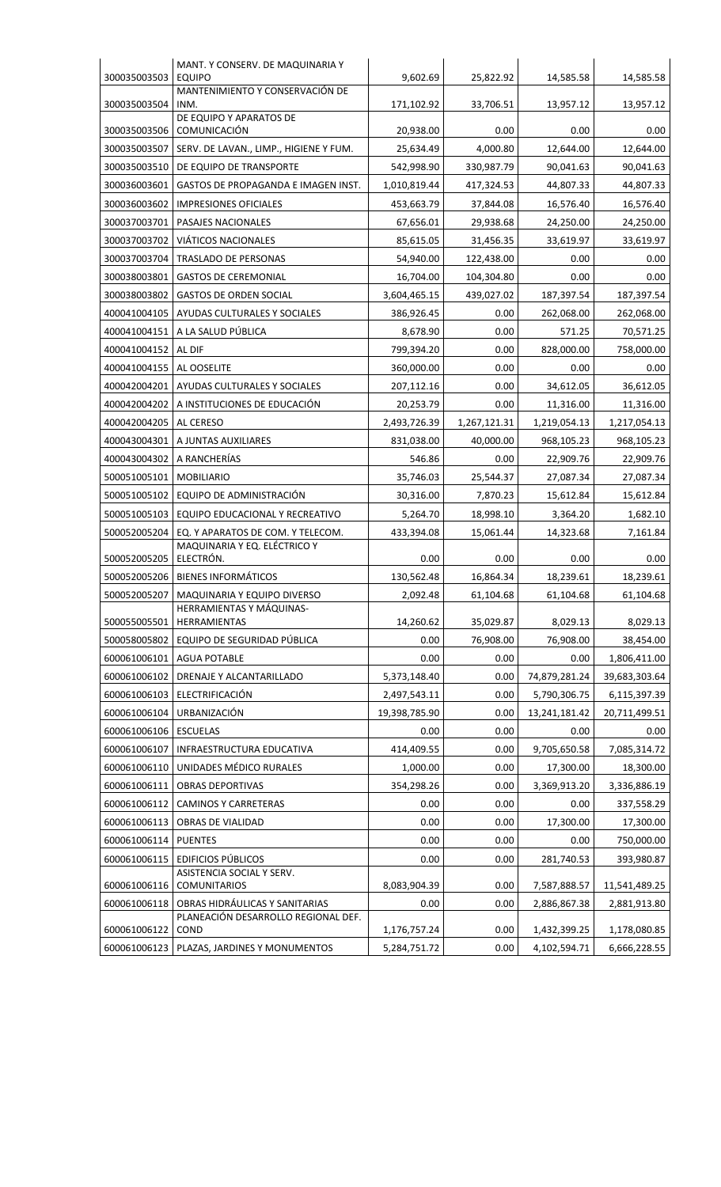| | | | | | |
|---|---|---|---|---|---|
| 300035003503 | MANT. Y CONSERV. DE MAQUINARIA Y EQUIPO | 9,602.69 | 25,822.92 | 14,585.58 | 14,585.58 |
| 300035003504 | MANTENIMIENTO Y CONSERVACIÓN DE INM. | 171,102.92 | 33,706.51 | 13,957.12 | 13,957.12 |
| 300035003506 | DE EQUIPO Y APARATOS DE COMUNICACIÓN | 20,938.00 | 0.00 | 0.00 | 0.00 |
| 300035003507 | SERV. DE LAVAN., LIMP., HIGIENE Y FUM. | 25,634.49 | 4,000.80 | 12,644.00 | 12,644.00 |
| 300035003510 | DE EQUIPO DE TRANSPORTE | 542,998.90 | 330,987.79 | 90,041.63 | 90,041.63 |
| 300036003601 | GASTOS DE PROPAGANDA E IMAGEN INST. | 1,010,819.44 | 417,324.53 | 44,807.33 | 44,807.33 |
| 300036003602 | IMPRESIONES OFICIALES | 453,663.79 | 37,844.08 | 16,576.40 | 16,576.40 |
| 300037003701 | PASAJES NACIONALES | 67,656.01 | 29,938.68 | 24,250.00 | 24,250.00 |
| 300037003702 | VIÁTICOS NACIONALES | 85,615.05 | 31,456.35 | 33,619.97 | 33,619.97 |
| 300037003704 | TRASLADO DE PERSONAS | 54,940.00 | 122,438.00 | 0.00 | 0.00 |
| 300038003801 | GASTOS DE CEREMONIAL | 16,704.00 | 104,304.80 | 0.00 | 0.00 |
| 300038003802 | GASTOS DE ORDEN SOCIAL | 3,604,465.15 | 439,027.02 | 187,397.54 | 187,397.54 |
| 400041004105 | AYUDAS CULTURALES Y SOCIALES | 386,926.45 | 0.00 | 262,068.00 | 262,068.00 |
| 400041004151 | A LA SALUD PÚBLICA | 8,678.90 | 0.00 | 571.25 | 70,571.25 |
| 400041004152 | AL DIF | 799,394.20 | 0.00 | 828,000.00 | 758,000.00 |
| 400041004155 | AL OOSELITE | 360,000.00 | 0.00 | 0.00 | 0.00 |
| 400042004201 | AYUDAS CULTURALES Y SOCIALES | 207,112.16 | 0.00 | 34,612.05 | 36,612.05 |
| 400042004202 | A INSTITUCIONES DE EDUCACIÓN | 20,253.79 | 0.00 | 11,316.00 | 11,316.00 |
| 400042004205 | AL CERESO | 2,493,726.39 | 1,267,121.31 | 1,219,054.13 | 1,217,054.13 |
| 400043004301 | A JUNTAS AUXILIARES | 831,038.00 | 40,000.00 | 968,105.23 | 968,105.23 |
| 400043004302 | A RANCHERÍAS | 546.86 | 0.00 | 22,909.76 | 22,909.76 |
| 500051005101 | MOBILIARIO | 35,746.03 | 25,544.37 | 27,087.34 | 27,087.34 |
| 500051005102 | EQUIPO DE ADMINISTRACIÓN | 30,316.00 | 7,870.23 | 15,612.84 | 15,612.84 |
| 500051005103 | EQUIPO EDUCACIONAL Y RECREATIVO | 5,264.70 | 18,998.10 | 3,364.20 | 1,682.10 |
| 500052005204 | EQ. Y APARATOS DE COM. Y TELECOM. | 433,394.08 | 15,061.44 | 14,323.68 | 7,161.84 |
| 500052005205 | MAQUINARIA Y EQ. ELÉCTRICO Y ELECTRÓN. | 0.00 | 0.00 | 0.00 | 0.00 |
| 500052005206 | BIENES INFORMÁTICOS | 130,562.48 | 16,864.34 | 18,239.61 | 18,239.61 |
| 500052005207 | MAQUINARIA Y EQUIPO DIVERSO | 2,092.48 | 61,104.68 | 61,104.68 | 61,104.68 |
| 500055005501 | HERRAMIENTAS Y MÁQUINAS-HERRAMIENTAS | 14,260.62 | 35,029.87 | 8,029.13 | 8,029.13 |
| 500058005802 | EQUIPO DE SEGURIDAD PÚBLICA | 0.00 | 76,908.00 | 76,908.00 | 38,454.00 |
| 600061006101 | AGUA POTABLE | 0.00 | 0.00 | 0.00 | 1,806,411.00 |
| 600061006102 | DRENAJE Y ALCANTARILLADO | 5,373,148.40 | 0.00 | 74,879,281.24 | 39,683,303.64 |
| 600061006103 | ELECTRIFICACIÓN | 2,497,543.11 | 0.00 | 5,790,306.75 | 6,115,397.39 |
| 600061006104 | URBANIZACIÓN | 19,398,785.90 | 0.00 | 13,241,181.42 | 20,711,499.51 |
| 600061006106 | ESCUELAS | 0.00 | 0.00 | 0.00 | 0.00 |
| 600061006107 | INFRAESTRUCTURA EDUCATIVA | 414,409.55 | 0.00 | 9,705,650.58 | 7,085,314.72 |
| 600061006110 | UNIDADES MÉDICO RURALES | 1,000.00 | 0.00 | 17,300.00 | 18,300.00 |
| 600061006111 | OBRAS DEPORTIVAS | 354,298.26 | 0.00 | 3,369,913.20 | 3,336,886.19 |
| 600061006112 | CAMINOS Y CARRETERAS | 0.00 | 0.00 | 0.00 | 337,558.29 |
| 600061006113 | OBRAS DE VIALIDAD | 0.00 | 0.00 | 17,300.00 | 17,300.00 |
| 600061006114 | PUENTES | 0.00 | 0.00 | 0.00 | 750,000.00 |
| 600061006115 | EDIFICIOS PÚBLICOS | 0.00 | 0.00 | 281,740.53 | 393,980.87 |
| 600061006116 | ASISTENCIA SOCIAL Y SERV. COMUNITARIOS | 8,083,904.39 | 0.00 | 7,587,888.57 | 11,541,489.25 |
| 600061006118 | OBRAS HIDRÁULICAS Y SANITARIAS | 0.00 | 0.00 | 2,886,867.38 | 2,881,913.80 |
| 600061006122 | PLANEACIÓN DESARROLLO REGIONAL DEF. COND | 1,176,757.24 | 0.00 | 1,432,399.25 | 1,178,080.85 |
| 600061006123 | PLAZAS, JARDINES Y MONUMENTOS | 5,284,751.72 | 0.00 | 4,102,594.71 | 6,666,228.55 |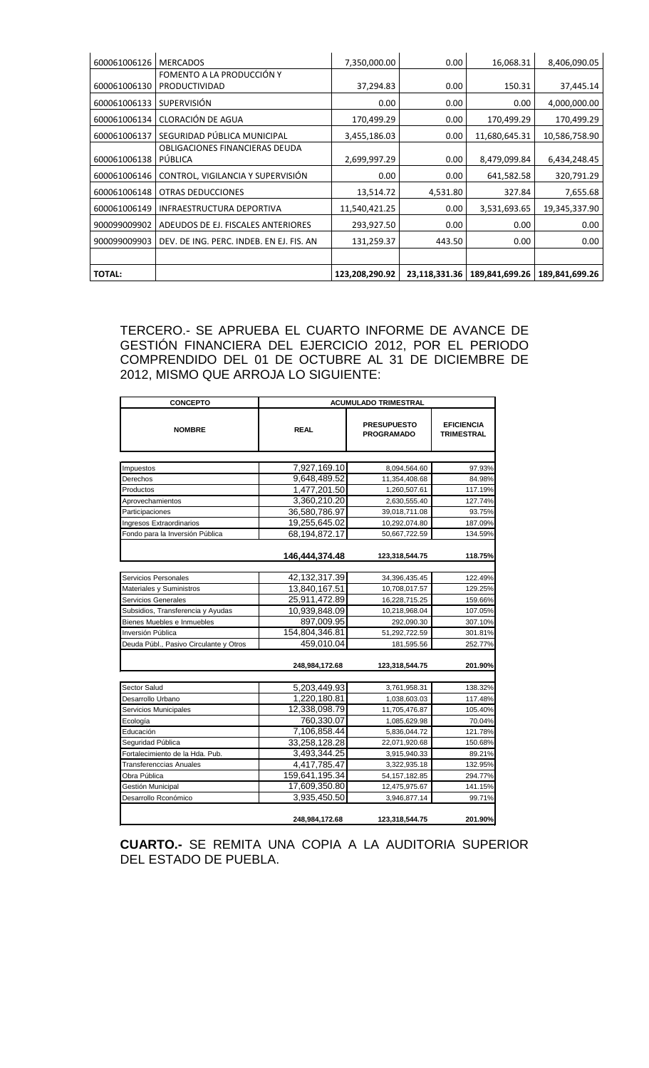| 600061006126 | MERCADOS | 7,350,000.00 | 0.00 | 16,068.31 | 8,406,090.05 |
|---|---|---|---|---|---|
| 600061006130 | FOMENTO A LA PRODUCCIÓN Y PRODUCTIVIDAD | 37,294.83 | 0.00 | 150.31 | 37,445.14 |
| 600061006133 | SUPERVISIÓN | 0.00 | 0.00 | 0.00 | 4,000,000.00 |
| 600061006134 | CLORACIÓN DE AGUA | 170,499.29 | 0.00 | 170,499.29 | 170,499.29 |
| 600061006137 | SEGURIDAD PÚBLICA MUNICIPAL | 3,455,186.03 | 0.00 | 11,680,645.31 | 10,586,758.90 |
| 600061006138 | OBLIGACIONES FINANCIERAS DEUDA PÚBLICA | 2,699,997.29 | 0.00 | 8,479,099.84 | 6,434,248.45 |
| 600061006146 | CONTROL, VIGILANCIA Y SUPERVISIÓN | 0.00 | 0.00 | 641,582.58 | 320,791.29 |
| 600061006148 | OTRAS DEDUCCIONES | 13,514.72 | 4,531.80 | 327.84 | 7,655.68 |
| 600061006149 | INFRAESTRUCTURA DEPORTIVA | 11,540,421.25 | 0.00 | 3,531,693.65 | 19,345,337.90 |
| 900099009902 | ADEUDOS DE EJ. FISCALES ANTERIORES | 293,927.50 | 0.00 | 0.00 | 0.00 |
| 900099009903 | DEV. DE ING. PERC. INDEB. EN EJ. FIS. AN | 131,259.37 | 443.50 | 0.00 | 0.00 |
| | | | | | |
| **TOTAL:** | | **123,208,290.92** | **23,118,331.36** | **189,841,699.26** | **189,841,699.26** |

TERCERO.- SE APRUEBA EL CUARTO INFORME DE AVANCE DE GESTIÓN FINANCIERA DEL EJERCICIO 2012, POR EL PERIODO COMPRENDIDO DEL 01 DE OCTUBRE AL 31 DE DICIEMBRE DE 2012, MISMO QUE ARROJA LO SIGUIENTE:

| CONCEPTO | ACUMULADO TRIMESTRAL | | |
|---|---|---|---|
| **NOMBRE** | **REAL** | **PRESUPUESTO PROGRAMADO** | **EFICIENCIA TRIMESTRAL** |
| Impuestos | 7,927,169.10 | 8,094,564.60 | 97.93% |
| Derechos | 9,648,489.52 | 11,354,408.68 | 84.98% |
| Productos | 1,477,201.50 | 1,260,507.61 | 117.19% |
| Aprovechamientos | 3,360,210.20 | 2,630,555.40 | 127.74% |
| Participaciones | 36,580,786.97 | 39,018,711.08 | 93.75% |
| Ingresos Extraordinarios | 19,255,645.02 | 10,292,074.80 | 187.09% |
| Fondo para la Inversión Pública | 68,194,872.17 | 50,667,722.59 | 134.59% |
| | **146,444,374.48** | **123,318,544.75** | **118.75%** |
| Servicios Personales | 42,132,317.39 | 34,396,435.45 | 122.49% |
| Materiales y Suministros | 13,840,167.51 | 10,708,017.57 | 129.25% |
| Servicios Generales | 25,911,472.89 | 16,228,715.25 | 159.66% |
| Subsidios, Transferencia y Ayudas | 10,939,848.09 | 10,218,968.04 | 107.05% |
| Bienes Muebles e Inmuebles | 897,009.95 | 292,090.30 | 307.10% |
| Inversión Pública | 154,804,346.81 | 51,292,722.59 | 301.81% |
| Deuda Públ., Pasivo Circulante y Otros | 459,010.04 | 181,595.56 | 252.77% |
| | **248,984,172.68** | **123,318,544.75** | **201.90%** |
| Sector Salud | 5,203,449.93 | 3,761,958.31 | 138.32% |
| Desarrollo Urbano | 1,220,180.81 | 1,038,603.03 | 117.48% |
| Servicios Municipales | 12,338,098.79 | 11,705,476.87 | 105.40% |
| Ecología | 760,330.07 | 1,085,629.98 | 70.04% |
| Educación | 7,106,858.44 | 5,836,044.72 | 121.78% |
| Seguridad Pública | 33,258,128.28 | 22,071,920.68 | 150.68% |
| Fortalecimiento de la Hda. Pub. | 3,493,344.25 | 3,915,940.33 | 89.21% |
| Transferenccias Anuales | 4,417,785.47 | 3,322,935.18 | 132.95% |
| Obra Pública | 159,641,195.34 | 54,157,182.85 | 294.77% |
| Gestión Municipal | 17,609,350.80 | 12,475,975.67 | 141.15% |
| Desarrollo Rconómico | 3,935,450.50 | 3,946,877.14 | 99.71% |
| | **248,984,172.68** | **123,318,544.75** | **201.90%** |

**CUARTO.-** SE REMITA UNA COPIA A LA AUDITORIA SUPERIOR DEL ESTADO DE PUEBLA.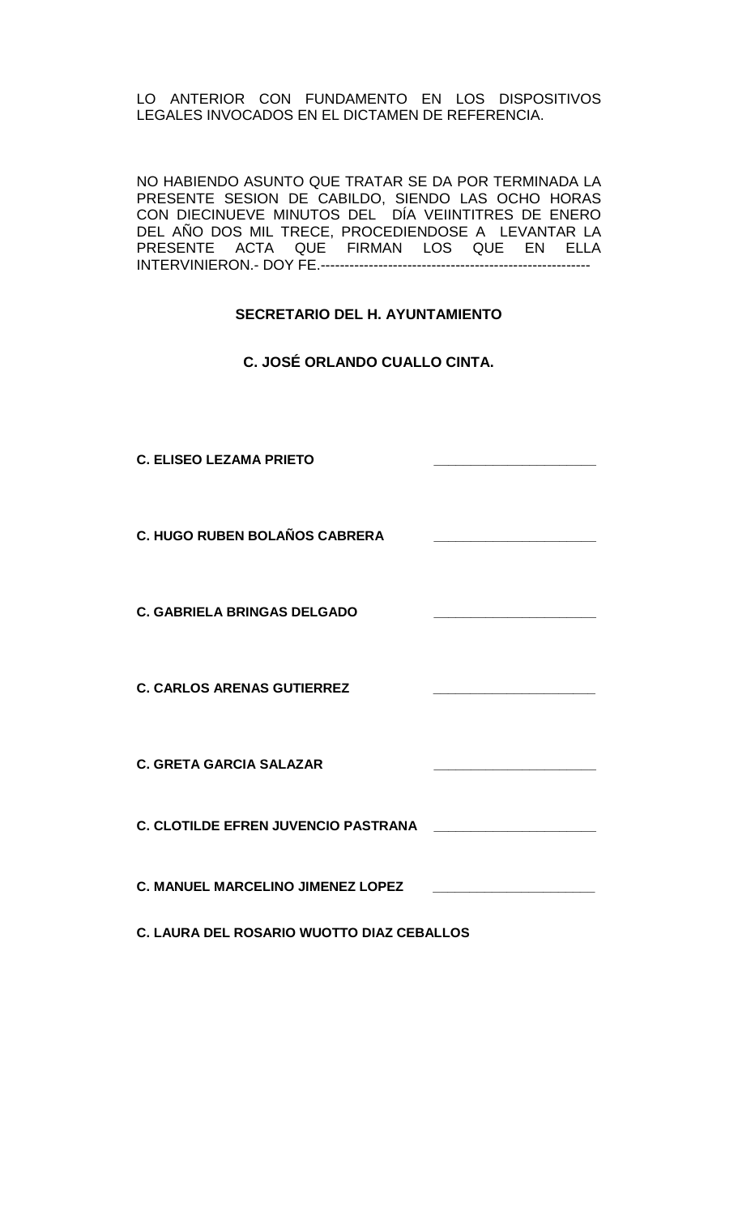LO ANTERIOR CON FUNDAMENTO EN LOS DISPOSITIVOS LEGALES INVOCADOS EN EL DICTAMEN DE REFERENCIA.

NO HABIENDO ASUNTO QUE TRATAR SE DA POR TERMINADA LA PRESENTE SESION DE CABILDO, SIENDO LAS OCHO HORAS CON DIECINUEVE MINUTOS DEL DÍA VEIINTITRES DE ENERO DEL AÑO DOS MIL TRECE, PROCEDIENDOSE A LEVANTAR LA PRESENTE ACTA QUE FIRMAN LOS QUE EN ELLA INTERVINIERON.- DOY FE.--------------------------------------------------------

**SECRETARIO DEL H. AYUNTAMIENTO**

**C. JOSÉ ORLANDO CUALLO CINTA.**

**C. ELISEO LEZAMA PRIETO** _____________________

**C. HUGO RUBEN BOLAÑOS CABRERA** _____________________

**C. GABRIELA BRINGAS DELGADO** _____________________

**C. CARLOS ARENAS GUTIERREZ** _____________________

**C. GRETA GARCIA SALAZAR** _____________________

**C. CLOTILDE EFREN JUVENCIO PASTRANA** _____________________

**C. MANUEL MARCELINO JIMENEZ LOPEZ** _____________________

**C. LAURA DEL ROSARIO WUOTTO DIAZ CEBALLOS**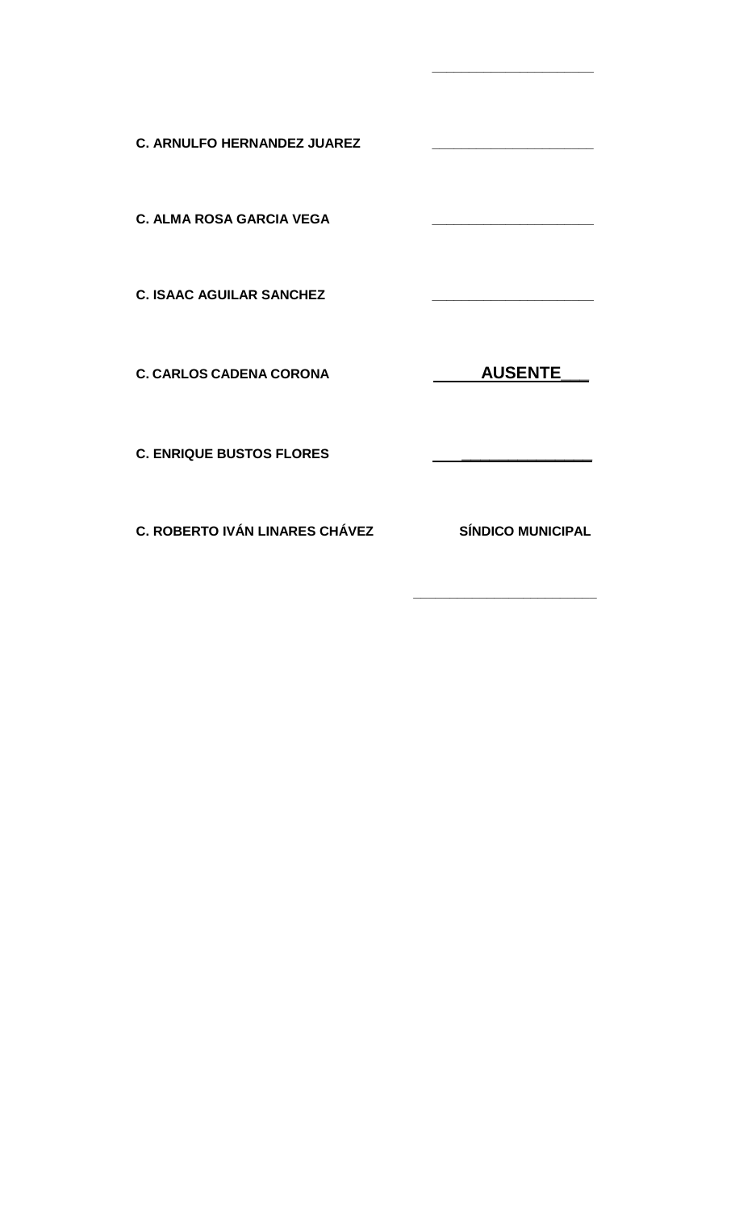**C. ARNULFO HERNANDEZ JUAREZ** _______________________

**C. ALMA ROSA GARCIA VEGA** _______________________

**C. ISAAC AGUILAR SANCHEZ** _______________________

**C. CARLOS CADENA CORONA** **AUSENTE**

**C. ENRIQUE BUSTOS FLORES** _______________________

**C. ROBERTO IVÁN LINARES CHÁVEZ** **SÍNDICO MUNICIPAL**

_______________________